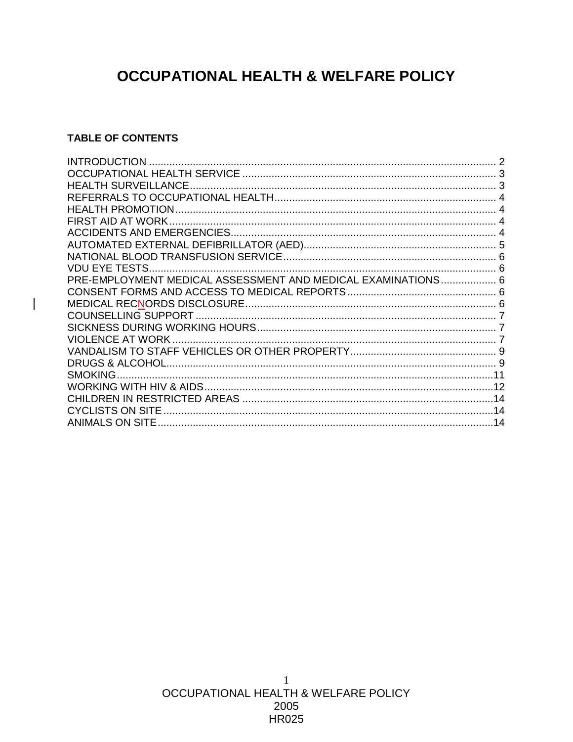# OCCUPATIONAL HEALTH & WELFARE POLICY

**TABLE OF CONTENTS**

INTRODUCTION ........................................................ 2
OCCUPATIONAL HEALTH SERVICE ........................................................ 3
HEALTH SURVEILLANCE ........................................................ 3
REFERRALS TO OCCUPATIONAL HEALTH ........................................................ 4
HEALTH PROMOTION ........................................................ 4
FIRST AID AT WORK ........................................................ 4
ACCIDENTS AND EMERGENCIES ........................................................ 4
AUTOMATED EXTERNAL DEFIBRILLATOR (AED) ........................................................ 5
NATIONAL BLOOD TRANSFUSION SERVICE ........................................................ 6
VDU EYE TESTS ........................................................ 6
PRE-EMPLOYMENT MEDICAL ASSESSMENT AND MEDICAL EXAMINATIONS ........................................................ 6
CONSENT FORMS AND ACCESS TO MEDICAL REPORTS ........................................................ 6
MEDICAL RECNORDS DISCLOSURE ........................................................ 6
COUNSELLING SUPPORT ........................................................ 7
SICKNESS DURING WORKING HOURS ........................................................ 7
VIOLENCE AT WORK ........................................................ 7
VANDALISM TO STAFF VEHICLES OR OTHER PROPERTY ........................................................ 9
DRUGS & ALCOHOL ........................................................ 9
SMOKING ........................................................ 11
WORKING WITH HIV & AIDS ........................................................ 12
CHILDREN IN RESTRICTED AREAS ........................................................ 14
CYCLISTS ON SITE ........................................................ 14
ANIMALS ON SITE ........................................................ 14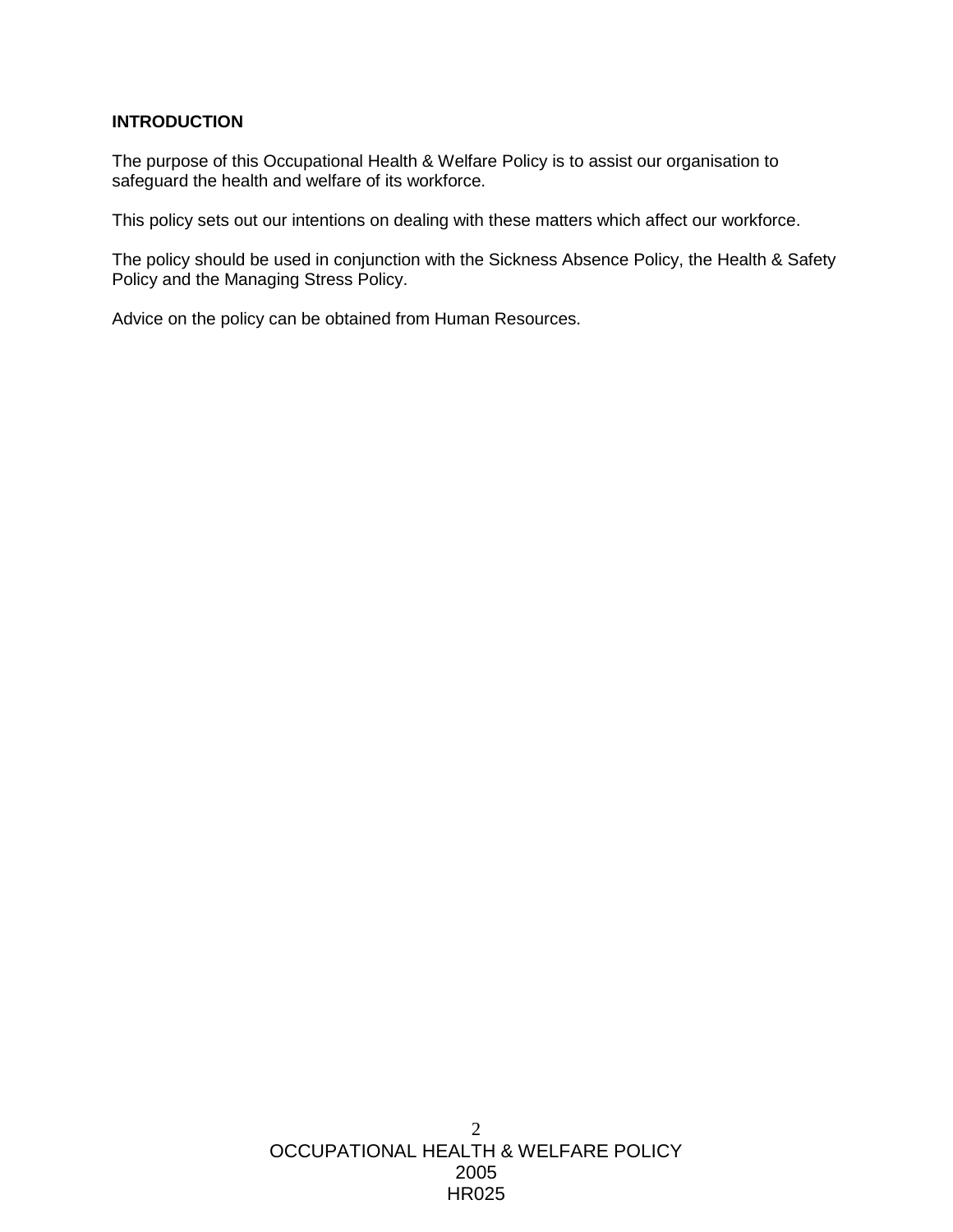## INTRODUCTION

The purpose of this Occupational Health & Welfare Policy is to assist our organisation to safeguard the health and welfare of its workforce.

This policy sets out our intentions on dealing with these matters which affect our workforce.

The policy should be used in conjunction with the Sickness Absence Policy, the Health & Safety Policy and the Managing Stress Policy.

Advice on the policy can be obtained from Human Resources.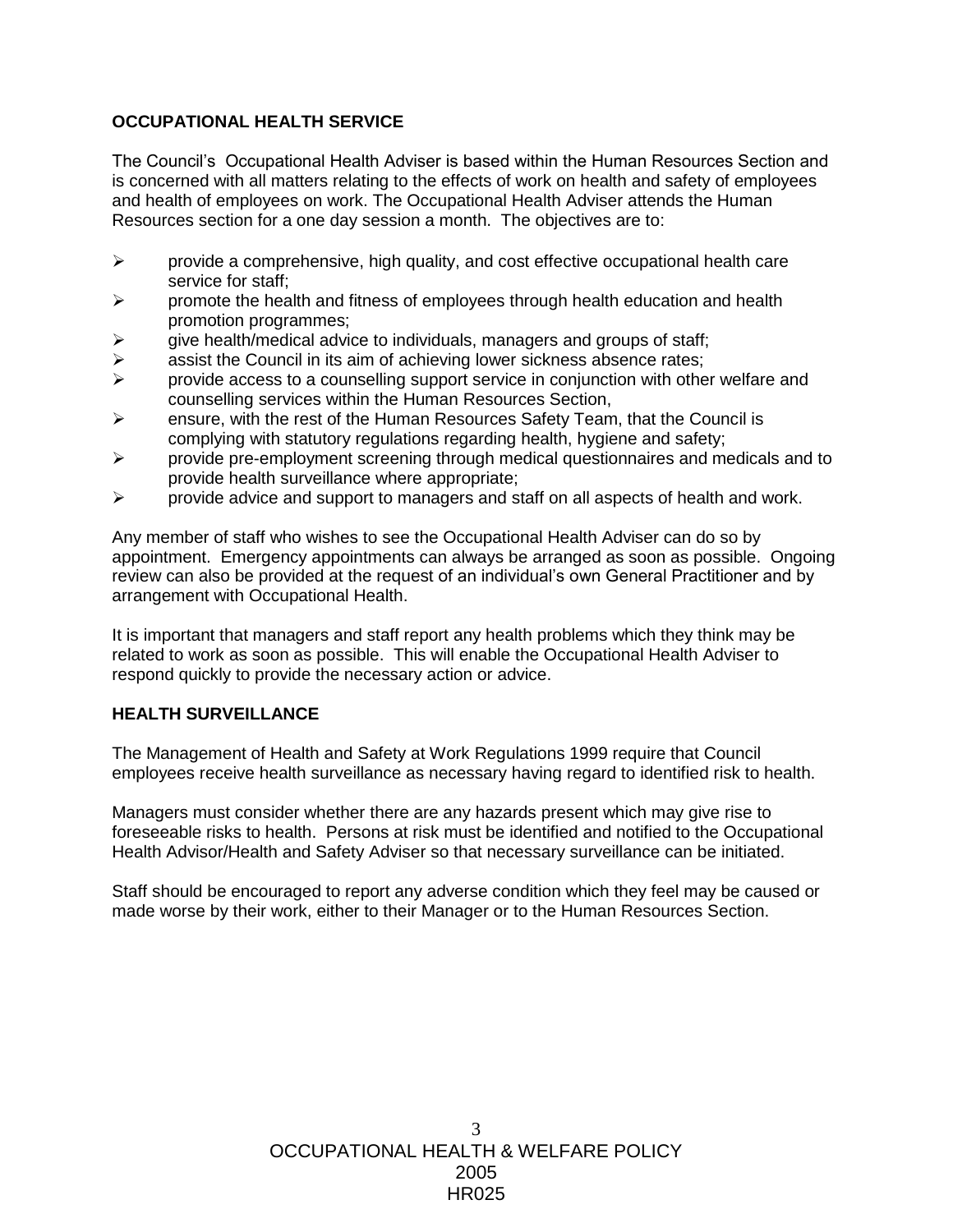## OCCUPATIONAL HEALTH SERVICE

The Council's Occupational Health Adviser is based within the Human Resources Section and is concerned with all matters relating to the effects of work on health and safety of employees and health of employees on work. The Occupational Health Adviser attends the Human Resources section for a one day session a month. The objectives are to:

- provide a comprehensive, high quality, and cost effective occupational health care service for staff;
- promote the health and fitness of employees through health education and health promotion programmes;
- give health/medical advice to individuals, managers and groups of staff;
- assist the Council in its aim of achieving lower sickness absence rates;
- provide access to a counselling support service in conjunction with other welfare and counselling services within the Human Resources Section,
- ensure, with the rest of the Human Resources Safety Team, that the Council is complying with statutory regulations regarding health, hygiene and safety;
- provide pre-employment screening through medical questionnaires and medicals and to provide health surveillance where appropriate;
- provide advice and support to managers and staff on all aspects of health and work.

Any member of staff who wishes to see the Occupational Health Adviser can do so by appointment. Emergency appointments can always be arranged as soon as possible. Ongoing review can also be provided at the request of an individual's own General Practitioner and by arrangement with Occupational Health.

It is important that managers and staff report any health problems which they think may be related to work as soon as possible. This will enable the Occupational Health Adviser to respond quickly to provide the necessary action or advice.

## HEALTH SURVEILLANCE

The Management of Health and Safety at Work Regulations 1999 require that Council employees receive health surveillance as necessary having regard to identified risk to health.

Managers must consider whether there are any hazards present which may give rise to foreseeable risks to health. Persons at risk must be identified and notified to the Occupational Health Advisor/Health and Safety Adviser so that necessary surveillance can be initiated.

Staff should be encouraged to report any adverse condition which they feel may be caused or made worse by their work, either to their Manager or to the Human Resources Section.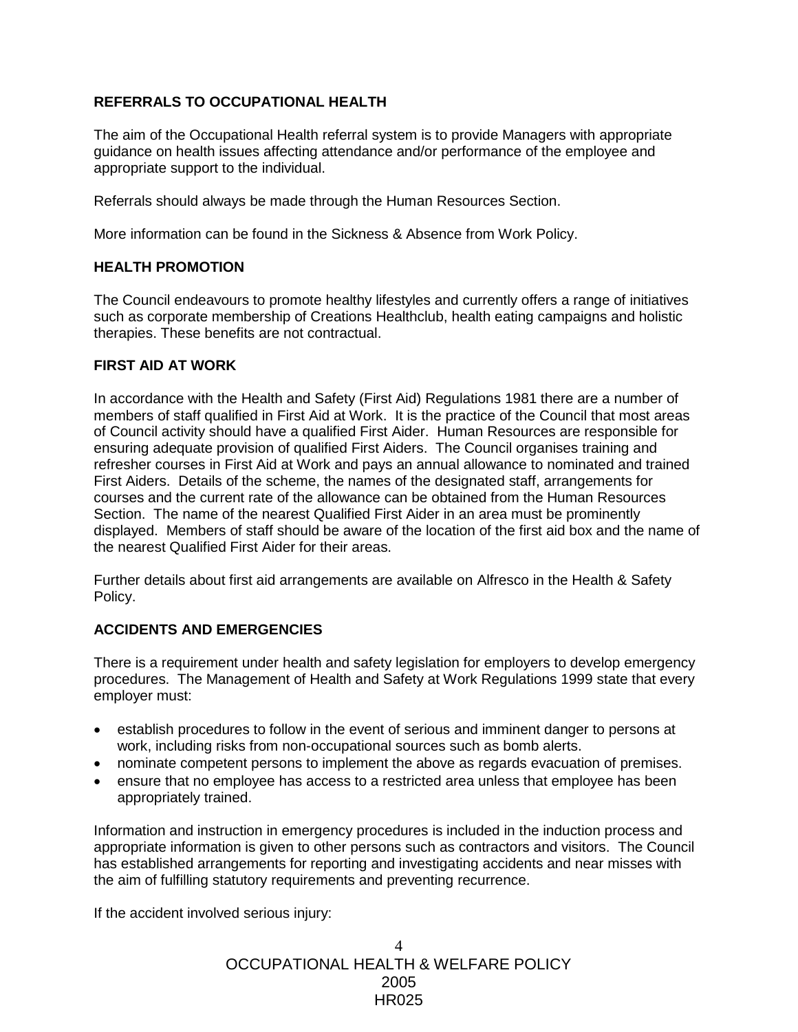## REFERRALS TO OCCUPATIONAL HEALTH

The aim of the Occupational Health referral system is to provide Managers with appropriate guidance on health issues affecting attendance and/or performance of the employee and appropriate support to the individual.

Referrals should always be made through the Human Resources Section.

More information can be found in the Sickness & Absence from Work Policy.

## HEALTH PROMOTION

The Council endeavours to promote healthy lifestyles and currently offers a range of initiatives such as corporate membership of Creations Healthclub, health eating campaigns and holistic therapies. These benefits are not contractual.

## FIRST AID AT WORK

In accordance with the Health and Safety (First Aid) Regulations 1981 there are a number of members of staff qualified in First Aid at Work. It is the practice of the Council that most areas of Council activity should have a qualified First Aider. Human Resources are responsible for ensuring adequate provision of qualified First Aiders. The Council organises training and refresher courses in First Aid at Work and pays an annual allowance to nominated and trained First Aiders. Details of the scheme, the names of the designated staff, arrangements for courses and the current rate of the allowance can be obtained from the Human Resources Section. The name of the nearest Qualified First Aider in an area must be prominently displayed. Members of staff should be aware of the location of the first aid box and the name of the nearest Qualified First Aider for their areas.

Further details about first aid arrangements are available on Alfresco in the Health & Safety Policy.

## ACCIDENTS AND EMERGENCIES

There is a requirement under health and safety legislation for employers to develop emergency procedures. The Management of Health and Safety at Work Regulations 1999 state that every employer must:

- establish procedures to follow in the event of serious and imminent danger to persons at work, including risks from non-occupational sources such as bomb alerts.
- nominate competent persons to implement the above as regards evacuation of premises.
- ensure that no employee has access to a restricted area unless that employee has been appropriately trained.

Information and instruction in emergency procedures is included in the induction process and appropriate information is given to other persons such as contractors and visitors. The Council has established arrangements for reporting and investigating accidents and near misses with the aim of fulfilling statutory requirements and preventing recurrence.

If the accident involved serious injury: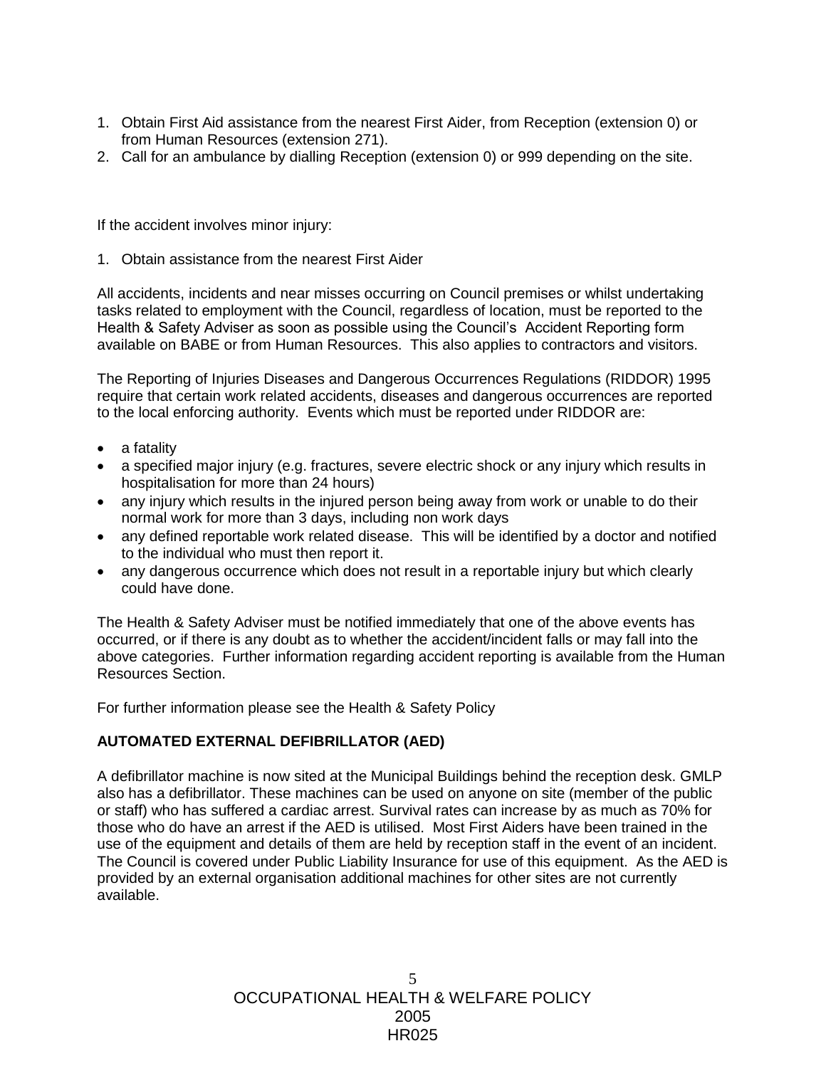1. Obtain First Aid assistance from the nearest First Aider, from Reception (extension 0) or from Human Resources (extension 271).
2. Call for an ambulance by dialling Reception (extension 0) or 999 depending on the site.

If the accident involves minor injury:

1. Obtain assistance from the nearest First Aider

All accidents, incidents and near misses occurring on Council premises or whilst undertaking tasks related to employment with the Council, regardless of location, must be reported to the Health & Safety Adviser as soon as possible using the Council's Accident Reporting form available on BABE or from Human Resources. This also applies to contractors and visitors.

The Reporting of Injuries Diseases and Dangerous Occurrences Regulations (RIDDOR) 1995 require that certain work related accidents, diseases and dangerous occurrences are reported to the local enforcing authority. Events which must be reported under RIDDOR are:

- a fatality
- a specified major injury (e.g. fractures, severe electric shock or any injury which results in hospitalisation for more than 24 hours)
- any injury which results in the injured person being away from work or unable to do their normal work for more than 3 days, including non work days
- any defined reportable work related disease. This will be identified by a doctor and notified to the individual who must then report it.
- any dangerous occurrence which does not result in a reportable injury but which clearly could have done.

The Health & Safety Adviser must be notified immediately that one of the above events has occurred, or if there is any doubt as to whether the accident/incident falls or may fall into the above categories. Further information regarding accident reporting is available from the Human Resources Section.

For further information please see the Health & Safety Policy

**AUTOMATED EXTERNAL DEFIBRILLATOR (AED)**

A defibrillator machine is now sited at the Municipal Buildings behind the reception desk. GMLP also has a defibrillator. These machines can be used on anyone on site (member of the public or staff) who has suffered a cardiac arrest. Survival rates can increase by as much as 70% for those who do have an arrest if the AED is utilised. Most First Aiders have been trained in the use of the equipment and details of them are held by reception staff in the event of an incident. The Council is covered under Public Liability Insurance for use of this equipment. As the AED is provided by an external organisation additional machines for other sites are not currently available.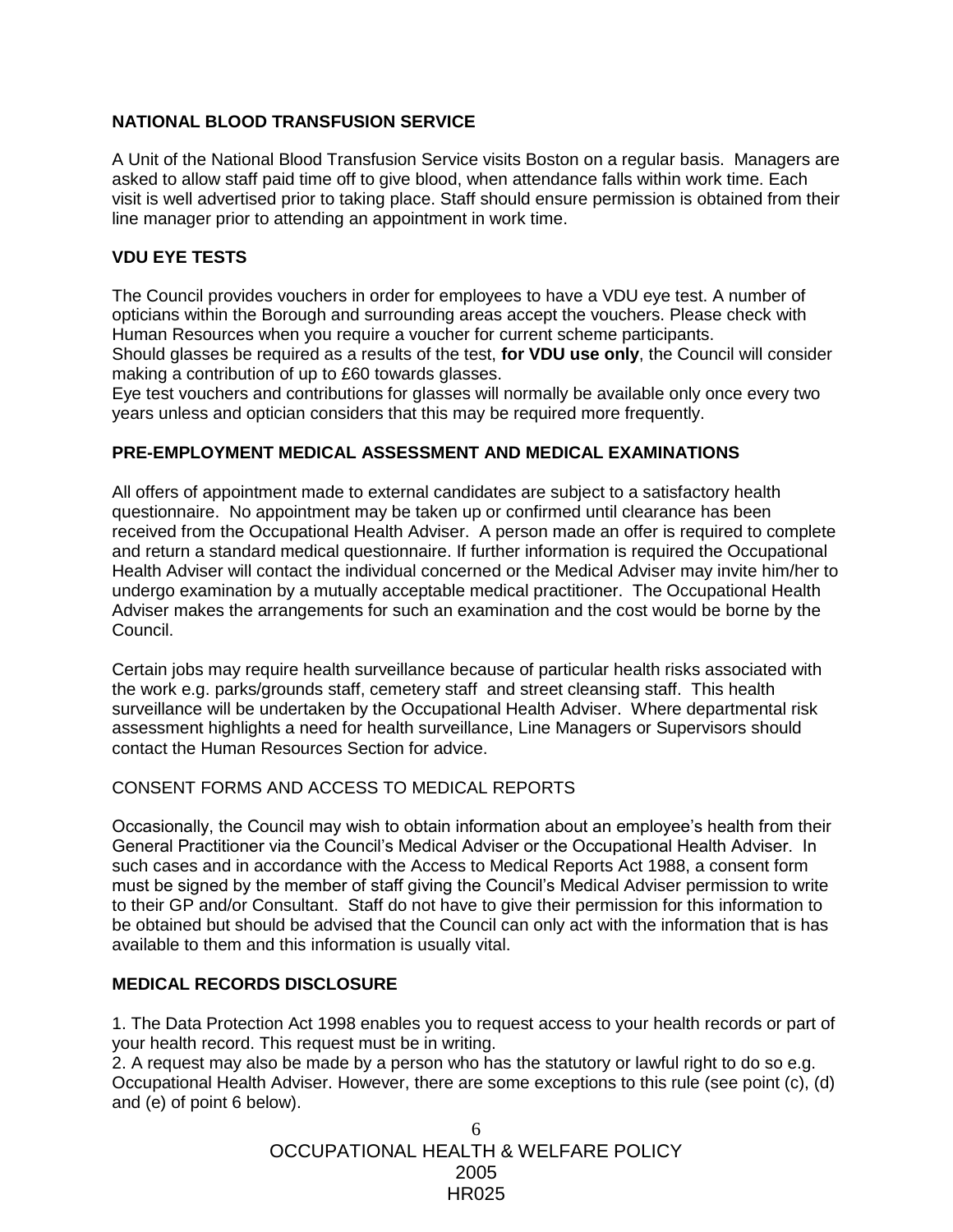**NATIONAL BLOOD TRANSFUSION SERVICE**

A Unit of the National Blood Transfusion Service visits Boston on a regular basis. Managers are asked to allow staff paid time off to give blood, when attendance falls within work time. Each visit is well advertised prior to taking place. Staff should ensure permission is obtained from their line manager prior to attending an appointment in work time.

**VDU EYE TESTS**

The Council provides vouchers in order for employees to have a VDU eye test. A number of opticians within the Borough and surrounding areas accept the vouchers. Please check with Human Resources when you require a voucher for current scheme participants.
Should glasses be required as a results of the test, **for VDU use only**, the Council will consider making a contribution of up to £60 towards glasses.
Eye test vouchers and contributions for glasses will normally be available only once every two years unless and optician considers that this may be required more frequently.

**PRE-EMPLOYMENT MEDICAL ASSESSMENT AND MEDICAL EXAMINATIONS**

All offers of appointment made to external candidates are subject to a satisfactory health questionnaire. No appointment may be taken up or confirmed until clearance has been received from the Occupational Health Adviser. A person made an offer is required to complete and return a standard medical questionnaire. If further information is required the Occupational Health Adviser will contact the individual concerned or the Medical Adviser may invite him/her to undergo examination by a mutually acceptable medical practitioner. The Occupational Health Adviser makes the arrangements for such an examination and the cost would be borne by the Council.

Certain jobs may require health surveillance because of particular health risks associated with the work e.g. parks/grounds staff, cemetery staff and street cleansing staff. This health surveillance will be undertaken by the Occupational Health Adviser. Where departmental risk assessment highlights a need for health surveillance, Line Managers or Supervisors should contact the Human Resources Section for advice.

CONSENT FORMS AND ACCESS TO MEDICAL REPORTS

Occasionally, the Council may wish to obtain information about an employee's health from their General Practitioner via the Council's Medical Adviser or the Occupational Health Adviser. In such cases and in accordance with the Access to Medical Reports Act 1988, a consent form must be signed by the member of staff giving the Council's Medical Adviser permission to write to their GP and/or Consultant. Staff do not have to give their permission for this information to be obtained but should be advised that the Council can only act with the information that is has available to them and this information is usually vital.

**MEDICAL RECORDS DISCLOSURE**

1. The Data Protection Act 1998 enables you to request access to your health records or part of your health record. This request must be in writing.
2. A request may also be made by a person who has the statutory or lawful right to do so e.g. Occupational Health Adviser. However, there are some exceptions to this rule (see point (c), (d) and (e) of point 6 below).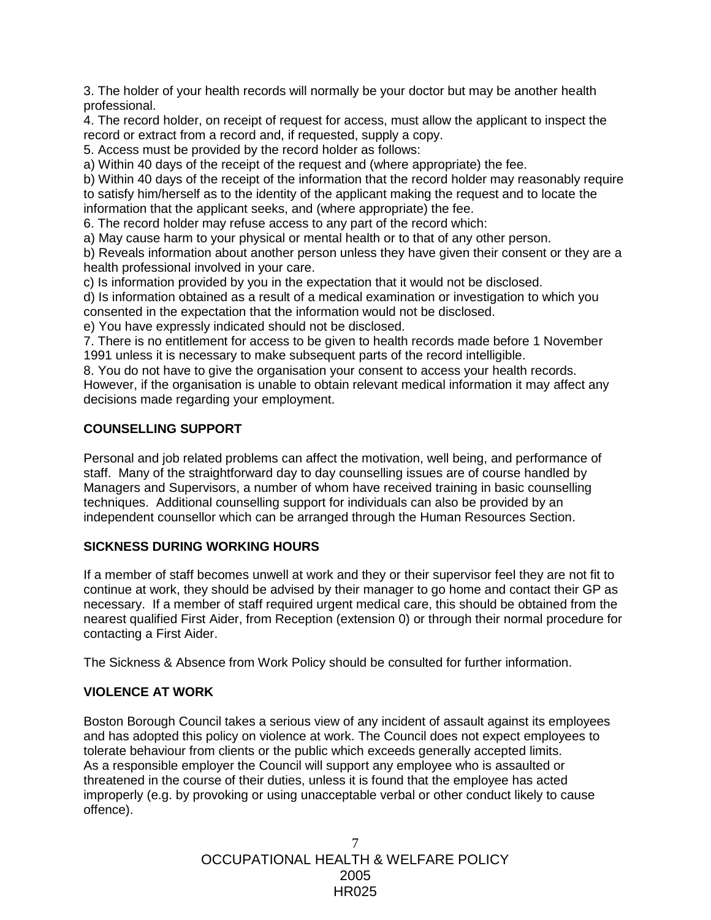3. The holder of your health records will normally be your doctor but may be another health professional.
4. The record holder, on receipt of request for access, must allow the applicant to inspect the record or extract from a record and, if requested, supply a copy.
5. Access must be provided by the record holder as follows:
a) Within 40 days of the receipt of the request and (where appropriate) the fee.
b) Within 40 days of the receipt of the information that the record holder may reasonably require to satisfy him/herself as to the identity of the applicant making the request and to locate the information that the applicant seeks, and (where appropriate) the fee.
6. The record holder may refuse access to any part of the record which:
a) May cause harm to your physical or mental health or to that of any other person.
b) Reveals information about another person unless they have given their consent or they are a health professional involved in your care.
c) Is information provided by you in the expectation that it would not be disclosed.
d) Is information obtained as a result of a medical examination or investigation to which you consented in the expectation that the information would not be disclosed.
e) You have expressly indicated should not be disclosed.
7. There is no entitlement for access to be given to health records made before 1 November 1991 unless it is necessary to make subsequent parts of the record intelligible.
8. You do not have to give the organisation your consent to access your health records. However, if the organisation is unable to obtain relevant medical information it may affect any decisions made regarding your employment.

**COUNSELLING SUPPORT**

Personal and job related problems can affect the motivation, well being, and performance of staff. Many of the straightforward day to day counselling issues are of course handled by Managers and Supervisors, a number of whom have received training in basic counselling techniques. Additional counselling support for individuals can also be provided by an independent counsellor which can be arranged through the Human Resources Section.

**SICKNESS DURING WORKING HOURS**

If a member of staff becomes unwell at work and they or their supervisor feel they are not fit to continue at work, they should be advised by their manager to go home and contact their GP as necessary. If a member of staff required urgent medical care, this should be obtained from the nearest qualified First Aider, from Reception (extension 0) or through their normal procedure for contacting a First Aider.

The Sickness & Absence from Work Policy should be consulted for further information.

**VIOLENCE AT WORK**

Boston Borough Council takes a serious view of any incident of assault against its employees and has adopted this policy on violence at work. The Council does not expect employees to tolerate behaviour from clients or the public which exceeds generally accepted limits.
As a responsible employer the Council will support any employee who is assaulted or threatened in the course of their duties, unless it is found that the employee has acted improperly (e.g. by provoking or using unacceptable verbal or other conduct likely to cause offence).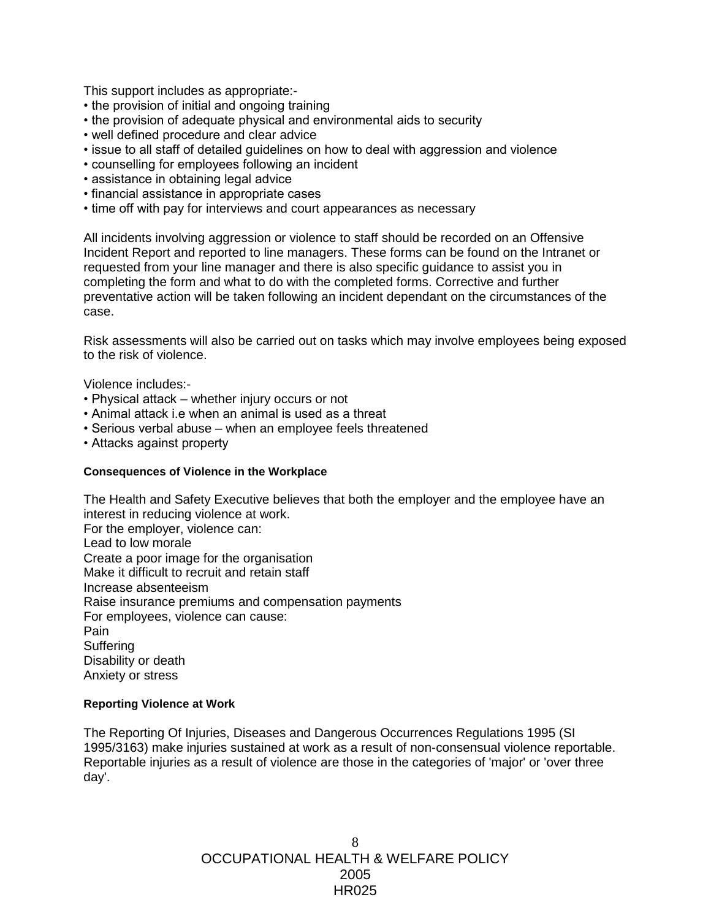This support includes as appropriate:-

- the provision of initial and ongoing training
- the provision of adequate physical and environmental aids to security
- well defined procedure and clear advice
- issue to all staff of detailed guidelines on how to deal with aggression and violence
- counselling for employees following an incident
- assistance in obtaining legal advice
- financial assistance in appropriate cases
- time off with pay for interviews and court appearances as necessary

All incidents involving aggression or violence to staff should be recorded on an Offensive Incident Report and reported to line managers. These forms can be found on the Intranet or requested from your line manager and there is also specific guidance to assist you in completing the form and what to do with the completed forms. Corrective and further preventative action will be taken following an incident dependant on the circumstances of the case.

Risk assessments will also be carried out on tasks which may involve employees being exposed to the risk of violence.

Violence includes:-

- Physical attack – whether injury occurs or not
- Animal attack i.e when an animal is used as a threat
- Serious verbal abuse – when an employee feels threatened
- Attacks against property

#### Consequences of Violence in the Workplace

The Health and Safety Executive believes that both the employer and the employee have an interest in reducing violence at work.
For the employer, violence can:
Lead to low morale
Create a poor image for the organisation
Make it difficult to recruit and retain staff
Increase absenteeism
Raise insurance premiums and compensation payments
For employees, violence can cause:
Pain
Suffering
Disability or death
Anxiety or stress

#### Reporting Violence at Work

The Reporting Of Injuries, Diseases and Dangerous Occurrences Regulations 1995 (SI 1995/3163) make injuries sustained at work as a result of non-consensual violence reportable. Reportable injuries as a result of violence are those in the categories of 'major' or 'over three day'.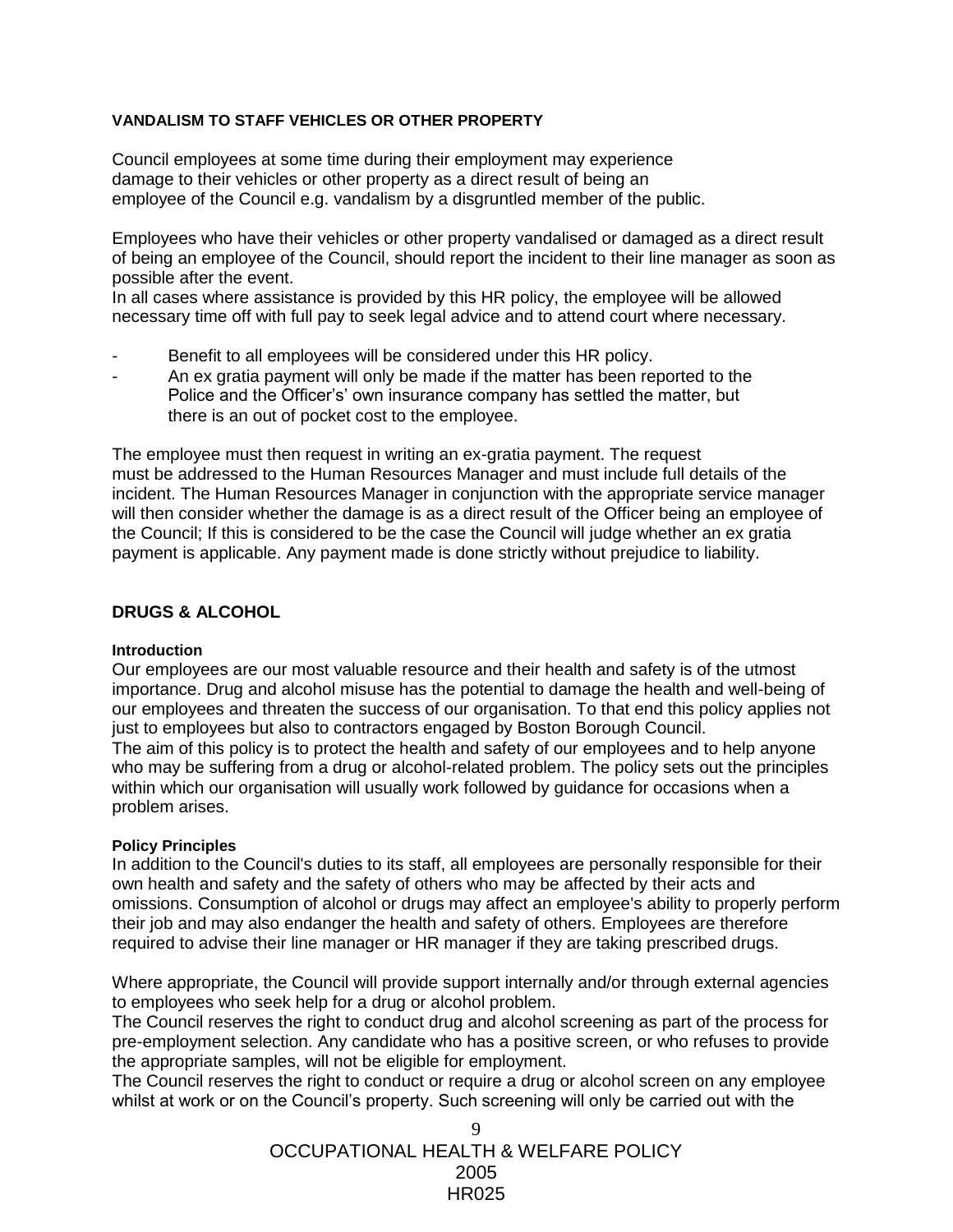**VANDALISM TO STAFF VEHICLES OR OTHER PROPERTY**

Council employees at some time during their employment may experience damage to their vehicles or other property as a direct result of being an employee of the Council e.g. vandalism by a disgruntled member of the public.

Employees who have their vehicles or other property vandalised or damaged as a direct result of being an employee of the Council, should report the incident to their line manager as soon as possible after the event.
In all cases where assistance is provided by this HR policy, the employee will be allowed necessary time off with full pay to seek legal advice and to attend court where necessary.

- Benefit to all employees will be considered under this HR policy.
- An ex gratia payment will only be made if the matter has been reported to the Police and the Officer's' own insurance company has settled the matter, but there is an out of pocket cost to the employee.

The employee must then request in writing an ex-gratia payment. The request must be addressed to the Human Resources Manager and must include full details of the incident. The Human Resources Manager in conjunction with the appropriate service manager will then consider whether the damage is as a direct result of the Officer being an employee of the Council; If this is considered to be the case the Council will judge whether an ex gratia payment is applicable. Any payment made is done strictly without prejudice to liability.

## DRUGS & ALCOHOL

### Introduction

Our employees are our most valuable resource and their health and safety is of the utmost importance. Drug and alcohol misuse has the potential to damage the health and well-being of our employees and threaten the success of our organisation. To that end this policy applies not just to employees but also to contractors engaged by Boston Borough Council.
The aim of this policy is to protect the health and safety of our employees and to help anyone who may be suffering from a drug or alcohol-related problem. The policy sets out the principles within which our organisation will usually work followed by guidance for occasions when a problem arises.

### Policy Principles

In addition to the Council's duties to its staff, all employees are personally responsible for their own health and safety and the safety of others who may be affected by their acts and omissions. Consumption of alcohol or drugs may affect an employee's ability to properly perform their job and may also endanger the health and safety of others. Employees are therefore required to advise their line manager or HR manager if they are taking prescribed drugs.

Where appropriate, the Council will provide support internally and/or through external agencies to employees who seek help for a drug or alcohol problem.
The Council reserves the right to conduct drug and alcohol screening as part of the process for pre-employment selection. Any candidate who has a positive screen, or who refuses to provide the appropriate samples, will not be eligible for employment.
The Council reserves the right to conduct or require a drug or alcohol screen on any employee whilst at work or on the Council's property. Such screening will only be carried out with the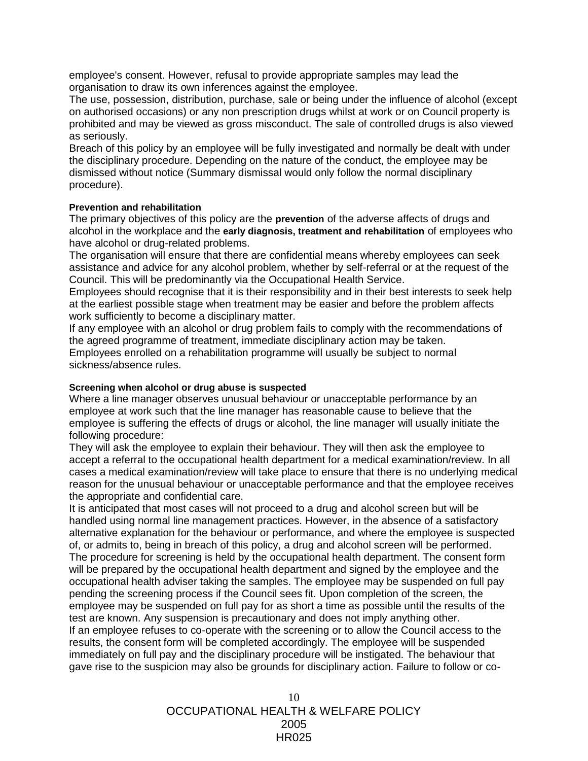employee's consent. However, refusal to provide appropriate samples may lead the organisation to draw its own inferences against the employee.

The use, possession, distribution, purchase, sale or being under the influence of alcohol (except on authorised occasions) or any non prescription drugs whilst at work or on Council property is prohibited and may be viewed as gross misconduct. The sale of controlled drugs is also viewed as seriously.

Breach of this policy by an employee will be fully investigated and normally be dealt with under the disciplinary procedure. Depending on the nature of the conduct, the employee may be dismissed without notice (Summary dismissal would only follow the normal disciplinary procedure).

**Prevention and rehabilitation**

The primary objectives of this policy are the **prevention** of the adverse affects of drugs and alcohol in the workplace and the **early diagnosis, treatment and rehabilitation** of employees who have alcohol or drug-related problems.

The organisation will ensure that there are confidential means whereby employees can seek assistance and advice for any alcohol problem, whether by self-referral or at the request of the Council. This will be predominantly via the Occupational Health Service.

Employees should recognise that it is their responsibility and in their best interests to seek help at the earliest possible stage when treatment may be easier and before the problem affects work sufficiently to become a disciplinary matter.

If any employee with an alcohol or drug problem fails to comply with the recommendations of the agreed programme of treatment, immediate disciplinary action may be taken.

Employees enrolled on a rehabilitation programme will usually be subject to normal sickness/absence rules.

**Screening when alcohol or drug abuse is suspected**

Where a line manager observes unusual behaviour or unacceptable performance by an employee at work such that the line manager has reasonable cause to believe that the employee is suffering the effects of drugs or alcohol, the line manager will usually initiate the following procedure:

They will ask the employee to explain their behaviour. They will then ask the employee to accept a referral to the occupational health department for a medical examination/review. In all cases a medical examination/review will take place to ensure that there is no underlying medical reason for the unusual behaviour or unacceptable performance and that the employee receives the appropriate and confidential care.

It is anticipated that most cases will not proceed to a drug and alcohol screen but will be handled using normal line management practices. However, in the absence of a satisfactory alternative explanation for the behaviour or performance, and where the employee is suspected of, or admits to, being in breach of this policy, a drug and alcohol screen will be performed.

The procedure for screening is held by the occupational health department. The consent form will be prepared by the occupational health department and signed by the employee and the occupational health adviser taking the samples. The employee may be suspended on full pay pending the screening process if the Council sees fit. Upon completion of the screen, the employee may be suspended on full pay for as short a time as possible until the results of the test are known. Any suspension is precautionary and does not imply anything other.

If an employee refuses to co-operate with the screening or to allow the Council access to the results, the consent form will be completed accordingly. The employee will be suspended immediately on full pay and the disciplinary procedure will be instigated. The behaviour that gave rise to the suspicion may also be grounds for disciplinary action. Failure to follow or co-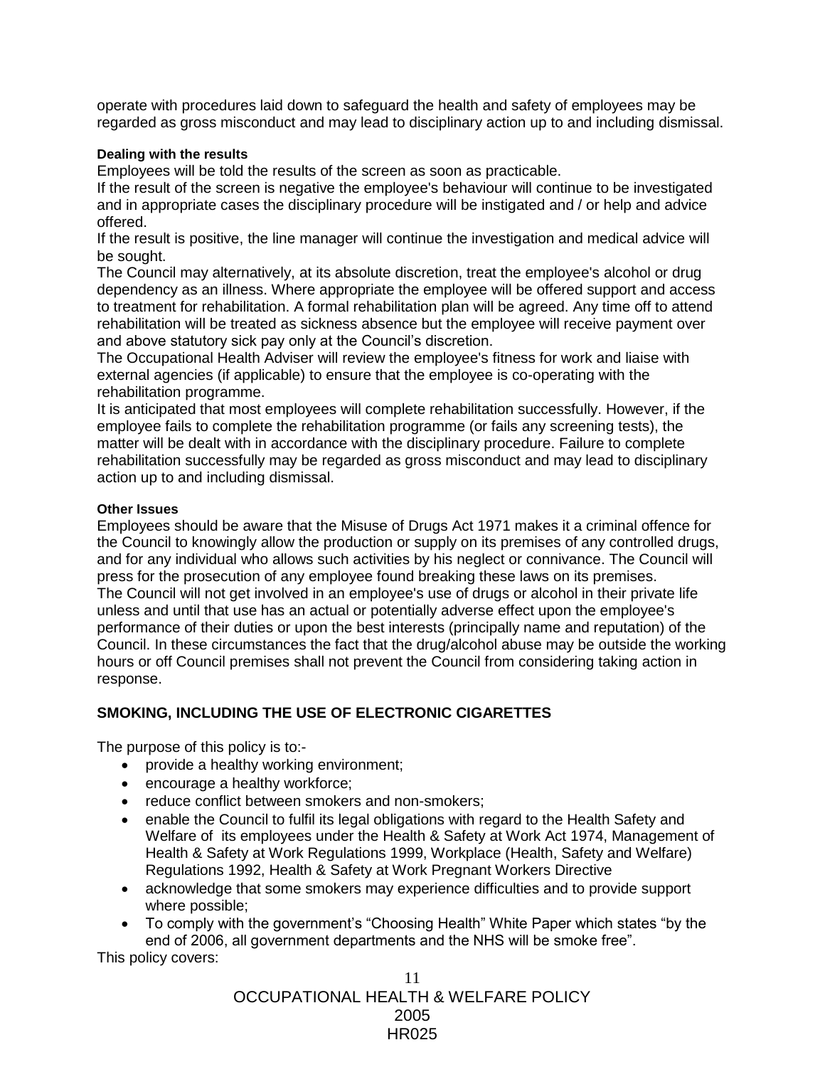operate with procedures laid down to safeguard the health and safety of employees may be regarded as gross misconduct and may lead to disciplinary action up to and including dismissal.

#### Dealing with the results

Employees will be told the results of the screen as soon as practicable.

If the result of the screen is negative the employee's behaviour will continue to be investigated and in appropriate cases the disciplinary procedure will be instigated and / or help and advice offered.

If the result is positive, the line manager will continue the investigation and medical advice will be sought.

The Council may alternatively, at its absolute discretion, treat the employee's alcohol or drug dependency as an illness. Where appropriate the employee will be offered support and access to treatment for rehabilitation. A formal rehabilitation plan will be agreed. Any time off to attend rehabilitation will be treated as sickness absence but the employee will receive payment over and above statutory sick pay only at the Council's discretion.

The Occupational Health Adviser will review the employee's fitness for work and liaise with external agencies (if applicable) to ensure that the employee is co-operating with the rehabilitation programme.

It is anticipated that most employees will complete rehabilitation successfully. However, if the employee fails to complete the rehabilitation programme (or fails any screening tests), the matter will be dealt with in accordance with the disciplinary procedure. Failure to complete rehabilitation successfully may be regarded as gross misconduct and may lead to disciplinary action up to and including dismissal.

#### Other Issues

Employees should be aware that the Misuse of Drugs Act 1971 makes it a criminal offence for the Council to knowingly allow the production or supply on its premises of any controlled drugs, and for any individual who allows such activities by his neglect or connivance. The Council will press for the prosecution of any employee found breaking these laws on its premises.

The Council will not get involved in an employee's use of drugs or alcohol in their private life unless and until that use has an actual or potentially adverse effect upon the employee's performance of their duties or upon the best interests (principally name and reputation) of the Council. In these circumstances the fact that the drug/alcohol abuse may be outside the working hours or off Council premises shall not prevent the Council from considering taking action in response.

### SMOKING, INCLUDING THE USE OF ELECTRONIC CIGARETTES

The purpose of this policy is to:-

- provide a healthy working environment;
- encourage a healthy workforce;
- reduce conflict between smokers and non-smokers;
- enable the Council to fulfil its legal obligations with regard to the Health Safety and Welfare of its employees under the Health & Safety at Work Act 1974, Management of Health & Safety at Work Regulations 1999, Workplace (Health, Safety and Welfare) Regulations 1992, Health & Safety at Work Pregnant Workers Directive
- acknowledge that some smokers may experience difficulties and to provide support where possible;
- To comply with the government's "Choosing Health" White Paper which states "by the end of 2006, all government departments and the NHS will be smoke free".

This policy covers: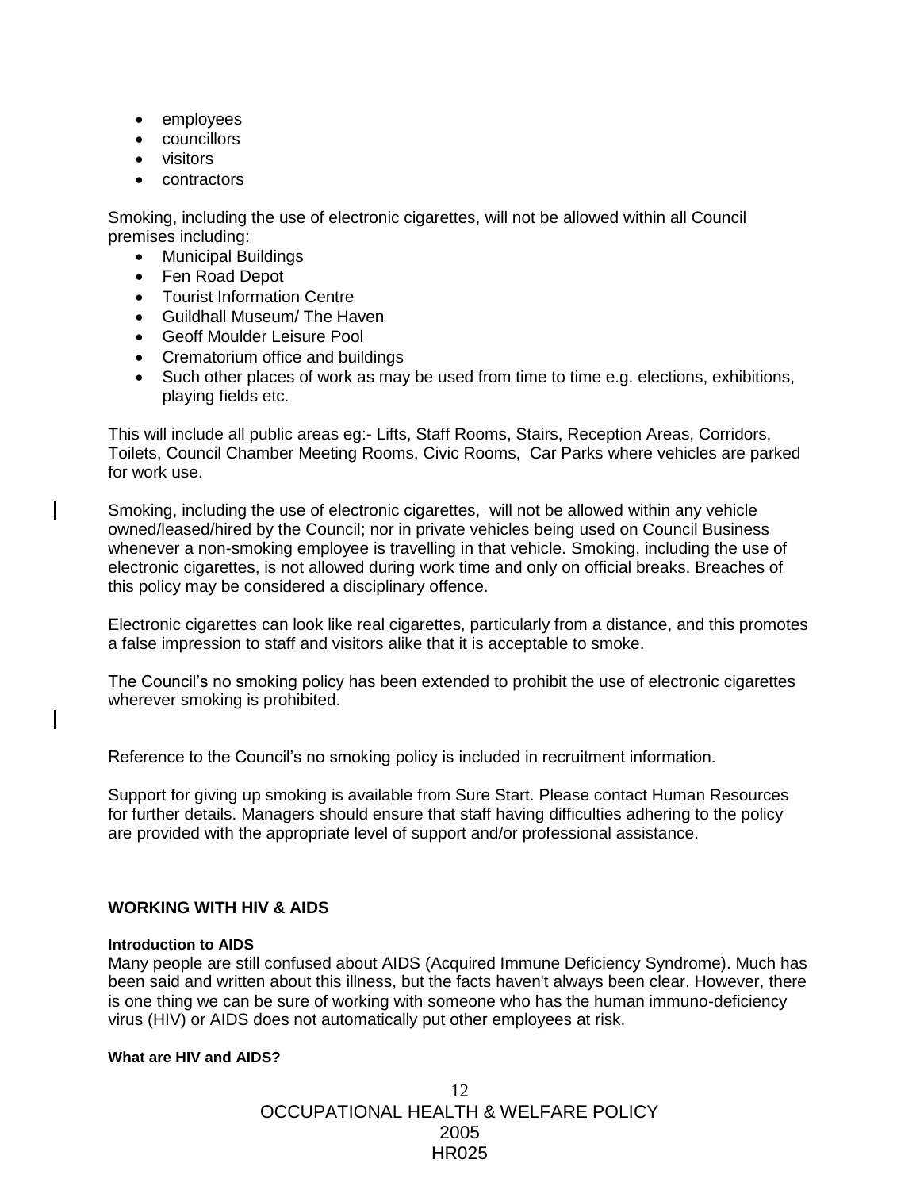- employees
- councillors
- visitors
- contractors

Smoking, including the use of electronic cigarettes, will not be allowed within all Council premises including:

- Municipal Buildings
- Fen Road Depot
- Tourist Information Centre
- Guildhall Museum/ The Haven
- Geoff Moulder Leisure Pool
- Crematorium office and buildings
- Such other places of work as may be used from time to time e.g. elections, exhibitions, playing fields etc.

This will include all public areas eg:- Lifts, Staff Rooms, Stairs, Reception Areas, Corridors, Toilets, Council Chamber Meeting Rooms, Civic Rooms, Car Parks where vehicles are parked for work use.

Smoking, including the use of electronic cigarettes, will not be allowed within any vehicle owned/leased/hired by the Council; nor in private vehicles being used on Council Business whenever a non-smoking employee is travelling in that vehicle. Smoking, including the use of electronic cigarettes, is not allowed during work time and only on official breaks. Breaches of this policy may be considered a disciplinary offence.

Electronic cigarettes can look like real cigarettes, particularly from a distance, and this promotes a false impression to staff and visitors alike that it is acceptable to smoke.

The Council's no smoking policy has been extended to prohibit the use of electronic cigarettes wherever smoking is prohibited.

Reference to the Council's no smoking policy is included in recruitment information.

Support for giving up smoking is available from Sure Start. Please contact Human Resources for further details. Managers should ensure that staff having difficulties adhering to the policy are provided with the appropriate level of support and/or professional assistance.

## WORKING WITH HIV & AIDS

#### Introduction to AIDS

Many people are still confused about AIDS (Acquired Immune Deficiency Syndrome). Much has been said and written about this illness, but the facts haven't always been clear. However, there is one thing we can be sure of working with someone who has the human immuno-deficiency virus (HIV) or AIDS does not automatically put other employees at risk.

#### What are HIV and AIDS?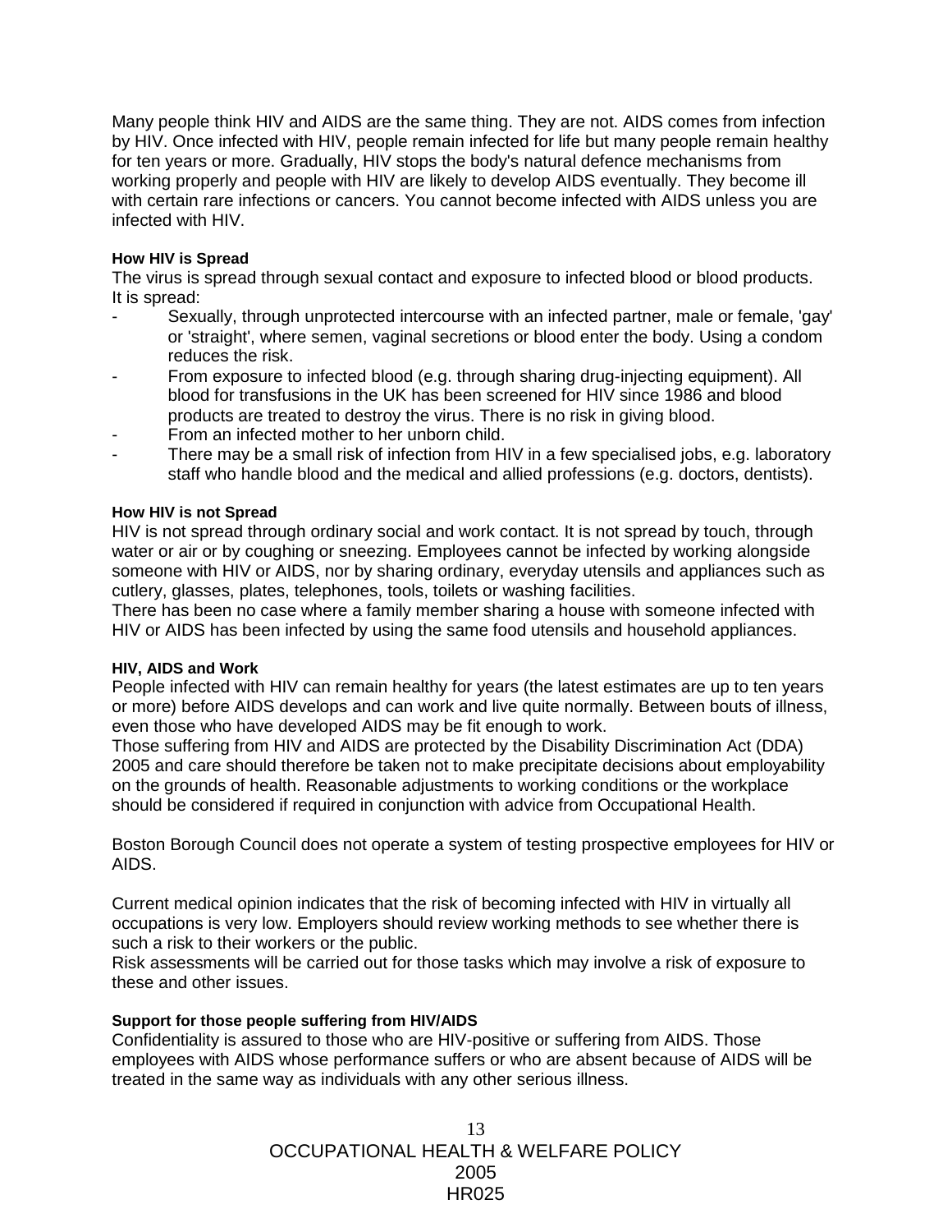Many people think HIV and AIDS are the same thing. They are not. AIDS comes from infection by HIV. Once infected with HIV, people remain infected for life but many people remain healthy for ten years or more. Gradually, HIV stops the body's natural defence mechanisms from working properly and people with HIV are likely to develop AIDS eventually. They become ill with certain rare infections or cancers. You cannot become infected with AIDS unless you are infected with HIV.

**How HIV is Spread**

The virus is spread through sexual contact and exposure to infected blood or blood products. It is spread:

- Sexually, through unprotected intercourse with an infected partner, male or female, 'gay' or 'straight', where semen, vaginal secretions or blood enter the body. Using a condom reduces the risk.
- From exposure to infected blood (e.g. through sharing drug-injecting equipment). All blood for transfusions in the UK has been screened for HIV since 1986 and blood products are treated to destroy the virus. There is no risk in giving blood.
- From an infected mother to her unborn child.
- There may be a small risk of infection from HIV in a few specialised jobs, e.g. laboratory staff who handle blood and the medical and allied professions (e.g. doctors, dentists).

**How HIV is not Spread**

HIV is not spread through ordinary social and work contact. It is not spread by touch, through water or air or by coughing or sneezing. Employees cannot be infected by working alongside someone with HIV or AIDS, nor by sharing ordinary, everyday utensils and appliances such as cutlery, glasses, plates, telephones, tools, toilets or washing facilities.

There has been no case where a family member sharing a house with someone infected with HIV or AIDS has been infected by using the same food utensils and household appliances.

**HIV, AIDS and Work**

People infected with HIV can remain healthy for years (the latest estimates are up to ten years or more) before AIDS develops and can work and live quite normally. Between bouts of illness, even those who have developed AIDS may be fit enough to work.

Those suffering from HIV and AIDS are protected by the Disability Discrimination Act (DDA) 2005 and care should therefore be taken not to make precipitate decisions about employability on the grounds of health. Reasonable adjustments to working conditions or the workplace should be considered if required in conjunction with advice from Occupational Health.

Boston Borough Council does not operate a system of testing prospective employees for HIV or AIDS.

Current medical opinion indicates that the risk of becoming infected with HIV in virtually all occupations is very low. Employers should review working methods to see whether there is such a risk to their workers or the public.

Risk assessments will be carried out for those tasks which may involve a risk of exposure to these and other issues.

**Support for those people suffering from HIV/AIDS**

Confidentiality is assured to those who are HIV-positive or suffering from AIDS. Those employees with AIDS whose performance suffers or who are absent because of AIDS will be treated in the same way as individuals with any other serious illness.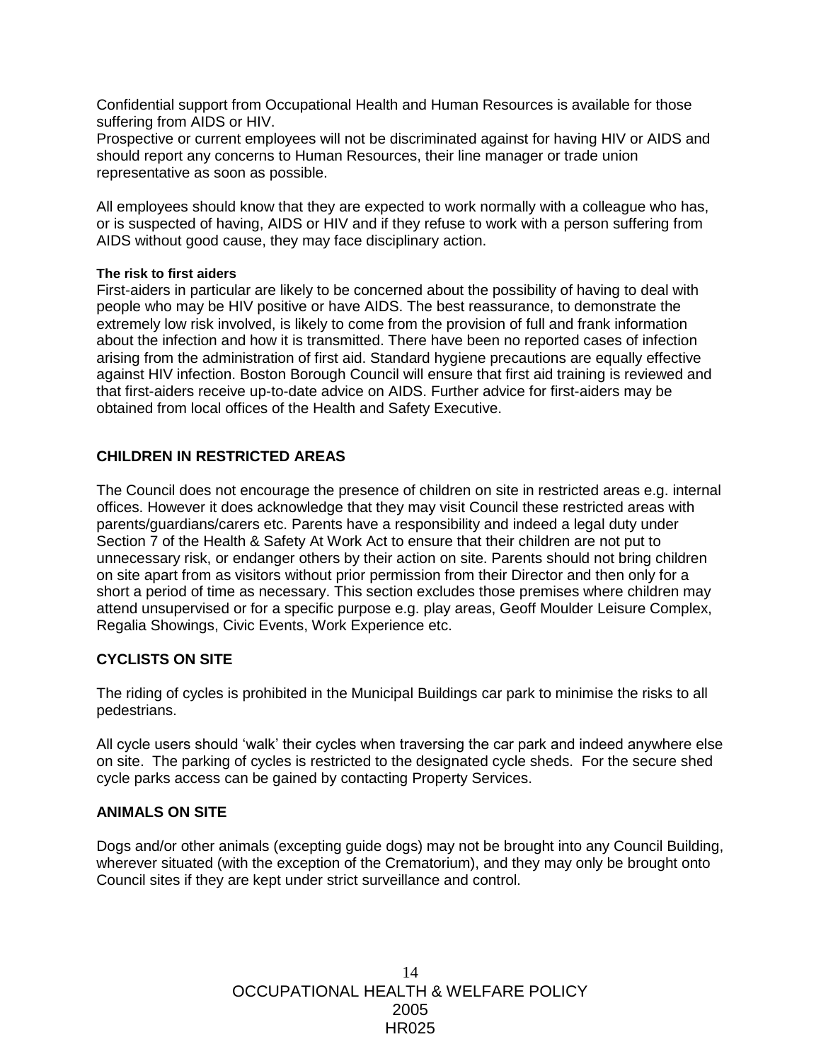Confidential support from Occupational Health and Human Resources is available for those suffering from AIDS or HIV.
Prospective or current employees will not be discriminated against for having HIV or AIDS and should report any concerns to Human Resources, their line manager or trade union representative as soon as possible.

All employees should know that they are expected to work normally with a colleague who has, or is suspected of having, AIDS or HIV and if they refuse to work with a person suffering from AIDS without good cause, they may face disciplinary action.

#### The risk to first aiders

First-aiders in particular are likely to be concerned about the possibility of having to deal with people who may be HIV positive or have AIDS. The best reassurance, to demonstrate the extremely low risk involved, is likely to come from the provision of full and frank information about the infection and how it is transmitted. There have been no reported cases of infection arising from the administration of first aid. Standard hygiene precautions are equally effective against HIV infection. Boston Borough Council will ensure that first aid training is reviewed and that first-aiders receive up-to-date advice on AIDS. Further advice for first-aiders may be obtained from local offices of the Health and Safety Executive.

## CHILDREN IN RESTRICTED AREAS

The Council does not encourage the presence of children on site in restricted areas e.g. internal offices. However it does acknowledge that they may visit Council these restricted areas with parents/guardians/carers etc. Parents have a responsibility and indeed a legal duty under Section 7 of the Health & Safety At Work Act to ensure that their children are not put to unnecessary risk, or endanger others by their action on site. Parents should not bring children on site apart from as visitors without prior permission from their Director and then only for a short a period of time as necessary. This section excludes those premises where children may attend unsupervised or for a specific purpose e.g. play areas, Geoff Moulder Leisure Complex, Regalia Showings, Civic Events, Work Experience etc.

## CYCLISTS ON SITE

The riding of cycles is prohibited in the Municipal Buildings car park to minimise the risks to all pedestrians.

All cycle users should 'walk' their cycles when traversing the car park and indeed anywhere else on site. The parking of cycles is restricted to the designated cycle sheds. For the secure shed cycle parks access can be gained by contacting Property Services.

## ANIMALS ON SITE

Dogs and/or other animals (excepting guide dogs) may not be brought into any Council Building, wherever situated (with the exception of the Crematorium), and they may only be brought onto Council sites if they are kept under strict surveillance and control.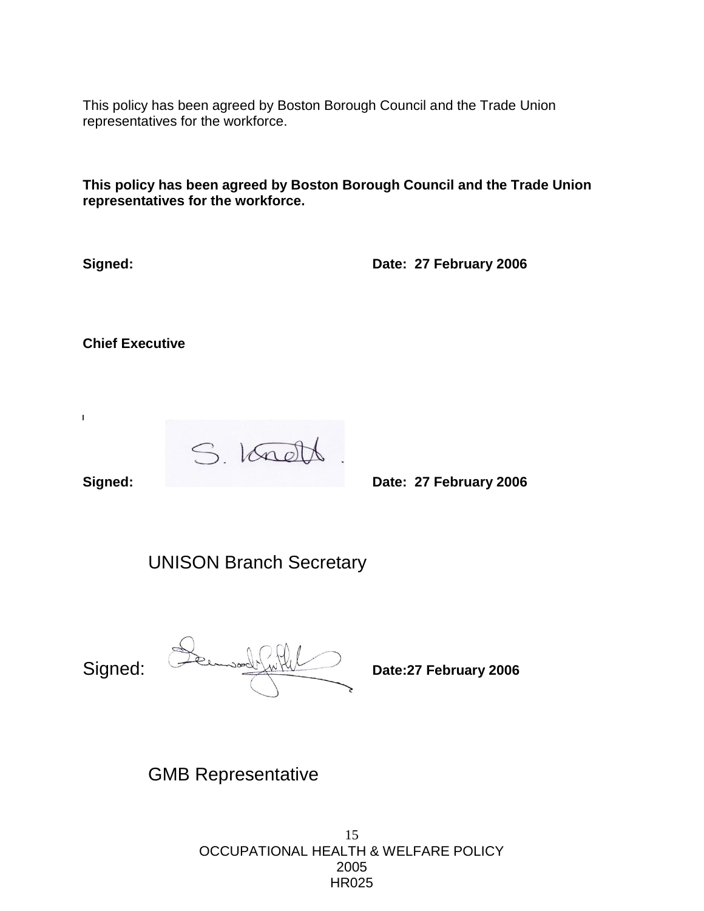This policy has been agreed by Boston Borough Council and the Trade Union representatives for the workforce.

**This policy has been agreed by Boston Borough Council and the Trade Union representatives for the workforce.**

**Signed:** **Date: 27 February 2006**

**Chief Executive**

**Signed:** **Date: 27 February 2006**

UNISON Branch Secretary

Signed: **Date:27 February 2006**

GMB Representative

OCCUPATIONAL HEALTH & WELFARE POLICY
2005
HR025